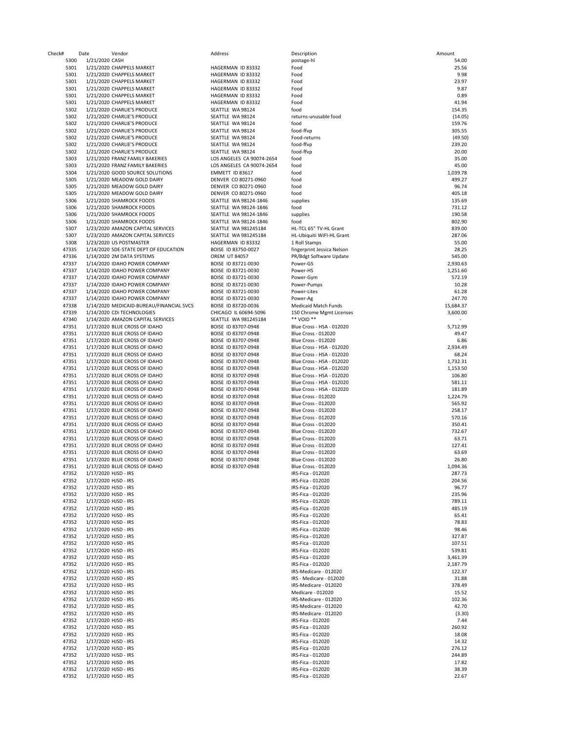| Check# | Date | Vendor | Address | Description | Amount |
|---|---|---|---|---|---|
| 5300 | 1/21/2020 | CASH | | postage-hl | 54.00 |
| 5301 | 1/21/2020 | CHAPPELS MARKET | HAGERMAN ID 83332 | Food | 25.56 |
| 5301 | 1/21/2020 | CHAPPELS MARKET | HAGERMAN ID 83332 | Food | 9.98 |
| 5301 | 1/21/2020 | CHAPPELS MARKET | HAGERMAN ID 83332 | Food | 23.97 |
| 5301 | 1/21/2020 | CHAPPELS MARKET | HAGERMAN ID 83332 | Food | 9.87 |
| 5301 | 1/21/2020 | CHAPPELS MARKET | HAGERMAN ID 83332 | Food | 0.89 |
| 5301 | 1/21/2020 | CHAPPELS MARKET | HAGERMAN ID 83332 | Food | 41.94 |
| 5302 | 1/21/2020 | CHARLIE'S PRODUCE | SEATTLE WA 98124 | food | 154.35 |
| 5302 | 1/21/2020 | CHARLIE'S PRODUCE | SEATTLE WA 98124 | returns-unusable food | (14.05) |
| 5302 | 1/21/2020 | CHARLIE'S PRODUCE | SEATTLE WA 98124 | food | 159.76 |
| 5302 | 1/21/2020 | CHARLIE'S PRODUCE | SEATTLE WA 98124 | food-ffvp | 305.55 |
| 5302 | 1/21/2020 | CHARLIE'S PRODUCE | SEATTLE WA 98124 | Food-returns | (49.50) |
| 5302 | 1/21/2020 | CHARLIE'S PRODUCE | SEATTLE WA 98124 | food-ffvp | 239.20 |
| 5302 | 1/21/2020 | CHARLIE'S PRODUCE | SEATTLE WA 98124 | food-ffvp | 20.00 |
| 5303 | 1/21/2020 | FRANZ FAMILY BAKERIES | LOS ANGELES CA 90074-2654 | food | 35.00 |
| 5303 | 1/21/2020 | FRANZ FAMILY BAKERIES | LOS ANGELES CA 90074-2654 | food | 45.00 |
| 5304 | 1/21/2020 | GOOD SOURCE SOLUTIONS | EMMETT ID 83617 | food | 1,039.78 |
| 5305 | 1/21/2020 | MEADOW GOLD DAIRY | DENVER CO 80271-0960 | food | 499.27 |
| 5305 | 1/21/2020 | MEADOW GOLD DAIRY | DENVER CO 80271-0960 | food | 96.74 |
| 5305 | 1/21/2020 | MEADOW GOLD DAIRY | DENVER CO 80271-0960 | food | 405.18 |
| 5306 | 1/21/2020 | SHAMROCK FOODS | SEATTLE WA 98124-1846 | supplies | 135.69 |
| 5306 | 1/21/2020 | SHAMROCK FOODS | SEATTLE WA 98124-1846 | food | 731.12 |
| 5306 | 1/21/2020 | SHAMROCK FOODS | SEATTLE WA 98124-1846 | supplies | 190.58 |
| 5306 | 1/21/2020 | SHAMROCK FOODS | SEATTLE WA 98124-1846 | food | 802.90 |
| 5307 | 1/23/2020 | AMAZON CAPITAL SERVICES | SEATTLE WA 981245184 | HL-TCL 65" TV-HL Grant | 839.00 |
| 5307 | 1/23/2020 | AMAZON CAPITAL SERVICES | SEATTLE WA 981245184 | HL-Ubiquiti WiFI-HL Grant | 287.06 |
| 5308 | 1/23/2020 | US POSTMASTER | HAGERMAN ID 83332 | 1 Roll Stamps | 55.00 |
| 47335 | 1/14/2020 | SDE-STATE DEPT OF EDUCATION | BOISE ID 83750-0027 | fingerprint Jessica Nelson | 28.25 |
| 47336 | 1/14/2020 | 2M DATA SYSTEMS | OREM UT 84057 | PR/Bdgt Software Update | 545.00 |
| 47337 | 1/14/2020 | IDAHO POWER COMPANY | BOISE ID 83721-0030 | Power-GS | 2,930.63 |
| 47337 | 1/14/2020 | IDAHO POWER COMPANY | BOISE ID 83721-0030 | Power-HS | 1,251.60 |
| 47337 | 1/14/2020 | IDAHO POWER COMPANY | BOISE ID 83721-0030 | Power-Gym | 572.19 |
| 47337 | 1/14/2020 | IDAHO POWER COMPANY | BOISE ID 83721-0030 | Power-Pumps | 10.28 |
| 47337 | 1/14/2020 | IDAHO POWER COMPANY | BOISE ID 83721-0030 | Power-Lites | 61.28 |
| 47337 | 1/14/2020 | IDAHO POWER COMPANY | BOISE ID 83721-0030 | Power-Ag | 247.70 |
| 47338 | 1/14/2020 | MEDICAID-BUREAU/FINANCIAL SVCS | BOISE ID 83720-0036 | Medicaid Match Funds | 15,684.37 |
| 47339 | 1/14/2020 | CDi TECHNOLOGIES | CHICAGO IL 60694-5096 | 150 Chrome Mgmt Licenses | 3,600.00 |
| 47340 | 1/14/2020 | AMAZON CAPITAL SERVICES | SEATTLE WA 981245184 | ** VOID ** | - |
| 47351 | 1/17/2020 | BLUE CROSS OF IDAHO | BOISE ID 83707-0948 | Blue Cross - HSA - 012020 | 5,712.99 |
| 47351 | 1/17/2020 | BLUE CROSS OF IDAHO | BOISE ID 83707-0948 | Blue Cross - 012020 | 49.47 |
| 47351 | 1/17/2020 | BLUE CROSS OF IDAHO | BOISE ID 83707-0948 | Blue Cross - 012020 | 6.86 |
| 47351 | 1/17/2020 | BLUE CROSS OF IDAHO | BOISE ID 83707-0948 | Blue Cross - HSA - 012020 | 2,934.49 |
| 47351 | 1/17/2020 | BLUE CROSS OF IDAHO | BOISE ID 83707-0948 | Blue Cross - HSA - 012020 | 68.24 |
| 47351 | 1/17/2020 | BLUE CROSS OF IDAHO | BOISE ID 83707-0948 | Blue Cross - HSA - 012020 | 1,732.31 |
| 47351 | 1/17/2020 | BLUE CROSS OF IDAHO | BOISE ID 83707-0948 | Blue Cross - HSA - 012020 | 1,153.50 |
| 47351 | 1/17/2020 | BLUE CROSS OF IDAHO | BOISE ID 83707-0948 | Blue Cross - HSA - 012020 | 106.80 |
| 47351 | 1/17/2020 | BLUE CROSS OF IDAHO | BOISE ID 83707-0948 | Blue Cross - HSA - 012020 | 581.11 |
| 47351 | 1/17/2020 | BLUE CROSS OF IDAHO | BOISE ID 83707-0948 | Blue Cross - HSA - 012020 | 181.89 |
| 47351 | 1/17/2020 | BLUE CROSS OF IDAHO | BOISE ID 83707-0948 | Blue Cross - 012020 | 1,224.79 |
| 47351 | 1/17/2020 | BLUE CROSS OF IDAHO | BOISE ID 83707-0948 | Blue Cross - 012020 | 565.92 |
| 47351 | 1/17/2020 | BLUE CROSS OF IDAHO | BOISE ID 83707-0948 | Blue Cross - 012020 | 258.17 |
| 47351 | 1/17/2020 | BLUE CROSS OF IDAHO | BOISE ID 83707-0948 | Blue Cross - 012020 | 570.16 |
| 47351 | 1/17/2020 | BLUE CROSS OF IDAHO | BOISE ID 83707-0948 | Blue Cross - 012020 | 350.41 |
| 47351 | 1/17/2020 | BLUE CROSS OF IDAHO | BOISE ID 83707-0948 | Blue Cross - 012020 | 732.67 |
| 47351 | 1/17/2020 | BLUE CROSS OF IDAHO | BOISE ID 83707-0948 | Blue Cross - 012020 | 63.71 |
| 47351 | 1/17/2020 | BLUE CROSS OF IDAHO | BOISE ID 83707-0948 | Blue Cross - 012020 | 127.41 |
| 47351 | 1/17/2020 | BLUE CROSS OF IDAHO | BOISE ID 83707-0948 | Blue Cross - 012020 | 63.69 |
| 47351 | 1/17/2020 | BLUE CROSS OF IDAHO | BOISE ID 83707-0948 | Blue Cross - 012020 | 26.80 |
| 47351 | 1/17/2020 | BLUE CROSS OF IDAHO | BOISE ID 83707-0948 | Blue Cross - 012020 | 1,094.36 |
| 47352 | 1/17/2020 | HJSD - IRS | | IRS-Fica - 012020 | 287.73 |
| 47352 | 1/17/2020 | HJSD - IRS | | IRS-Fica - 012020 | 204.56 |
| 47352 | 1/17/2020 | HJSD - IRS | | IRS-Fica - 012020 | 96.77 |
| 47352 | 1/17/2020 | HJSD - IRS | | IRS-Fica - 012020 | 235.96 |
| 47352 | 1/17/2020 | HJSD - IRS | | IRS-Fica - 012020 | 789.11 |
| 47352 | 1/17/2020 | HJSD - IRS | | IRS-Fica - 012020 | 485.19 |
| 47352 | 1/17/2020 | HJSD - IRS | | IRS-Fica - 012020 | 65.41 |
| 47352 | 1/17/2020 | HJSD - IRS | | IRS-Fica - 012020 | 78.83 |
| 47352 | 1/17/2020 | HJSD - IRS | | IRS-Fica - 012020 | 98.46 |
| 47352 | 1/17/2020 | HJSD - IRS | | IRS-Fica - 012020 | 327.87 |
| 47352 | 1/17/2020 | HJSD - IRS | | IRS-Fica - 012020 | 107.51 |
| 47352 | 1/17/2020 | HJSD - IRS | | IRS-Fica - 012020 | 539.81 |
| 47352 | 1/17/2020 | HJSD - IRS | | IRS-Fica - 012020 | 3,461.39 |
| 47352 | 1/17/2020 | HJSD - IRS | | IRS-Fica - 012020 | 2,187.79 |
| 47352 | 1/17/2020 | HJSD - IRS | | IRS-Medicare - 012020 | 122.37 |
| 47352 | 1/17/2020 | HJSD - IRS | | IRS - Medicare - 012020 | 31.88 |
| 47352 | 1/17/2020 | HJSD - IRS | | IRS-Medicare - 012020 | 378.49 |
| 47352 | 1/17/2020 | HJSD - IRS | | Medicare - 012020 | 15.52 |
| 47352 | 1/17/2020 | HJSD - IRS | | IRS-Medicare - 012020 | 102.36 |
| 47352 | 1/17/2020 | HJSD - IRS | | IRS-Medicare - 012020 | 42.70 |
| 47352 | 1/17/2020 | HJSD - IRS | | IRS-Medicare - 012020 | (3.30) |
| 47352 | 1/17/2020 | HJSD - IRS | | IRS-Fica - 012020 | 7.44 |
| 47352 | 1/17/2020 | HJSD - IRS | | IRS-Fica - 012020 | 260.92 |
| 47352 | 1/17/2020 | HJSD - IRS | | IRS-Fica - 012020 | 18.08 |
| 47352 | 1/17/2020 | HJSD - IRS | | IRS-Fica - 012020 | 14.32 |
| 47352 | 1/17/2020 | HJSD - IRS | | IRS-Fica - 012020 | 276.12 |
| 47352 | 1/17/2020 | HJSD - IRS | | IRS-Fica - 012020 | 244.89 |
| 47352 | 1/17/2020 | HJSD - IRS | | IRS-Fica - 012020 | 17.82 |
| 47352 | 1/17/2020 | HJSD - IRS | | IRS-Fica - 012020 | 38.39 |
| 47352 | 1/17/2020 | HJSD - IRS | | IRS-Fica - 012020 | 22.67 |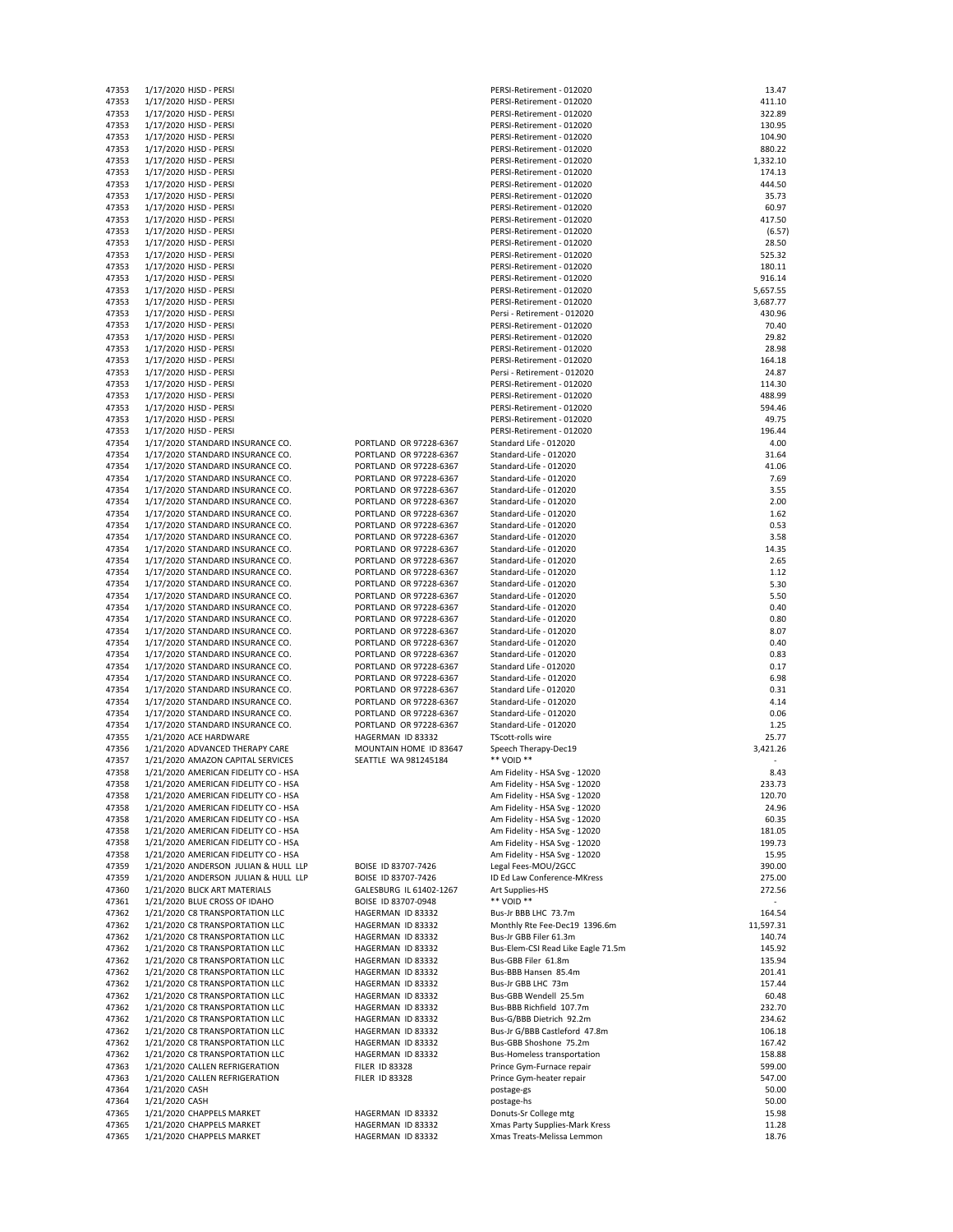| | | | | |
|---|---|---|---|---|
| 47353 | 1/17/2020 HJSD - PERSI | | PERSI-Retirement - 012020 | 13.47 |
| 47353 | 1/17/2020 HJSD - PERSI | | PERSI-Retirement - 012020 | 411.10 |
| 47353 | 1/17/2020 HJSD - PERSI | | PERSI-Retirement - 012020 | 322.89 |
| 47353 | 1/17/2020 HJSD - PERSI | | PERSI-Retirement - 012020 | 130.95 |
| 47353 | 1/17/2020 HJSD - PERSI | | PERSI-Retirement - 012020 | 104.90 |
| 47353 | 1/17/2020 HJSD - PERSI | | PERSI-Retirement - 012020 | 880.22 |
| 47353 | 1/17/2020 HJSD - PERSI | | PERSI-Retirement - 012020 | 1,332.10 |
| 47353 | 1/17/2020 HJSD - PERSI | | PERSI-Retirement - 012020 | 174.13 |
| 47353 | 1/17/2020 HJSD - PERSI | | PERSI-Retirement - 012020 | 444.50 |
| 47353 | 1/17/2020 HJSD - PERSI | | PERSI-Retirement - 012020 | 35.73 |
| 47353 | 1/17/2020 HJSD - PERSI | | PERSI-Retirement - 012020 | 60.97 |
| 47353 | 1/17/2020 HJSD - PERSI | | PERSI-Retirement - 012020 | 417.50 |
| 47353 | 1/17/2020 HJSD - PERSI | | PERSI-Retirement - 012020 | (6.57) |
| 47353 | 1/17/2020 HJSD - PERSI | | PERSI-Retirement - 012020 | 28.50 |
| 47353 | 1/17/2020 HJSD - PERSI | | PERSI-Retirement - 012020 | 525.32 |
| 47353 | 1/17/2020 HJSD - PERSI | | PERSI-Retirement - 012020 | 180.11 |
| 47353 | 1/17/2020 HJSD - PERSI | | PERSI-Retirement - 012020 | 916.14 |
| 47353 | 1/17/2020 HJSD - PERSI | | PERSI-Retirement - 012020 | 5,657.55 |
| 47353 | 1/17/2020 HJSD - PERSI | | PERSI-Retirement - 012020 | 3,687.77 |
| 47353 | 1/17/2020 HJSD - PERSI | | Persi - Retirement - 012020 | 430.96 |
| 47353 | 1/17/2020 HJSD - PERSI | | PERSI-Retirement - 012020 | 70.40 |
| 47353 | 1/17/2020 HJSD - PERSI | | PERSI-Retirement - 012020 | 29.82 |
| 47353 | 1/17/2020 HJSD - PERSI | | PERSI-Retirement - 012020 | 28.98 |
| 47353 | 1/17/2020 HJSD - PERSI | | PERSI-Retirement - 012020 | 164.18 |
| 47353 | 1/17/2020 HJSD - PERSI | | Persi - Retirement - 012020 | 24.87 |
| 47353 | 1/17/2020 HJSD - PERSI | | PERSI-Retirement - 012020 | 114.30 |
| 47353 | 1/17/2020 HJSD - PERSI | | PERSI-Retirement - 012020 | 488.99 |
| 47353 | 1/17/2020 HJSD - PERSI | | PERSI-Retirement - 012020 | 594.46 |
| 47353 | 1/17/2020 HJSD - PERSI | | PERSI-Retirement - 012020 | 49.75 |
| 47353 | 1/17/2020 HJSD - PERSI | | PERSI-Retirement - 012020 | 196.44 |
| 47354 | 1/17/2020 STANDARD INSURANCE CO. | PORTLAND OR 97228-6367 | Standard Life - 012020 | 4.00 |
| 47354 | 1/17/2020 STANDARD INSURANCE CO. | PORTLAND OR 97228-6367 | Standard-Life - 012020 | 31.64 |
| 47354 | 1/17/2020 STANDARD INSURANCE CO. | PORTLAND OR 97228-6367 | Standard-Life - 012020 | 41.06 |
| 47354 | 1/17/2020 STANDARD INSURANCE CO. | PORTLAND OR 97228-6367 | Standard-Life - 012020 | 7.69 |
| 47354 | 1/17/2020 STANDARD INSURANCE CO. | PORTLAND OR 97228-6367 | Standard-Life - 012020 | 3.55 |
| 47354 | 1/17/2020 STANDARD INSURANCE CO. | PORTLAND OR 97228-6367 | Standard-Life - 012020 | 2.00 |
| 47354 | 1/17/2020 STANDARD INSURANCE CO. | PORTLAND OR 97228-6367 | Standard-Life - 012020 | 1.62 |
| 47354 | 1/17/2020 STANDARD INSURANCE CO. | PORTLAND OR 97228-6367 | Standard-Life - 012020 | 0.53 |
| 47354 | 1/17/2020 STANDARD INSURANCE CO. | PORTLAND OR 97228-6367 | Standard-Life - 012020 | 3.58 |
| 47354 | 1/17/2020 STANDARD INSURANCE CO. | PORTLAND OR 97228-6367 | Standard-Life - 012020 | 14.35 |
| 47354 | 1/17/2020 STANDARD INSURANCE CO. | PORTLAND OR 97228-6367 | Standard-Life - 012020 | 2.65 |
| 47354 | 1/17/2020 STANDARD INSURANCE CO. | PORTLAND OR 97228-6367 | Standard-Life - 012020 | 1.12 |
| 47354 | 1/17/2020 STANDARD INSURANCE CO. | PORTLAND OR 97228-6367 | Standard-Life - 012020 | 5.30 |
| 47354 | 1/17/2020 STANDARD INSURANCE CO. | PORTLAND OR 97228-6367 | Standard-Life - 012020 | 5.50 |
| 47354 | 1/17/2020 STANDARD INSURANCE CO. | PORTLAND OR 97228-6367 | Standard-Life - 012020 | 0.40 |
| 47354 | 1/17/2020 STANDARD INSURANCE CO. | PORTLAND OR 97228-6367 | Standard-Life - 012020 | 0.80 |
| 47354 | 1/17/2020 STANDARD INSURANCE CO. | PORTLAND OR 97228-6367 | Standard-Life - 012020 | 8.07 |
| 47354 | 1/17/2020 STANDARD INSURANCE CO. | PORTLAND OR 97228-6367 | Standard-Life - 012020 | 0.40 |
| 47354 | 1/17/2020 STANDARD INSURANCE CO. | PORTLAND OR 97228-6367 | Standard-Life - 012020 | 0.83 |
| 47354 | 1/17/2020 STANDARD INSURANCE CO. | PORTLAND OR 97228-6367 | Standard Life - 012020 | 0.17 |
| 47354 | 1/17/2020 STANDARD INSURANCE CO. | PORTLAND OR 97228-6367 | Standard-Life - 012020 | 6.98 |
| 47354 | 1/17/2020 STANDARD INSURANCE CO. | PORTLAND OR 97228-6367 | Standard Life - 012020 | 0.31 |
| 47354 | 1/17/2020 STANDARD INSURANCE CO. | PORTLAND OR 97228-6367 | Standard-Life - 012020 | 4.14 |
| 47354 | 1/17/2020 STANDARD INSURANCE CO. | PORTLAND OR 97228-6367 | Standard-Life - 012020 | 0.06 |
| 47354 | 1/17/2020 STANDARD INSURANCE CO. | PORTLAND OR 97228-6367 | Standard-Life - 012020 | 1.25 |
| 47355 | 1/21/2020 ACE HARDWARE | HAGERMAN ID 83332 | TScott-rolls wire | 25.77 |
| 47356 | 1/21/2020 ADVANCED THERAPY CARE | MOUNTAIN HOME ID 83647 | Speech Therapy-Dec19 | 3,421.26 |
| 47357 | 1/21/2020 AMAZON CAPITAL SERVICES | SEATTLE WA 981245184 | ** VOID ** | - |
| 47358 | 1/21/2020 AMERICAN FIDELITY CO - HSA | | Am Fidelity - HSA Svg - 12020 | 8.43 |
| 47358 | 1/21/2020 AMERICAN FIDELITY CO - HSA | | Am Fidelity - HSA Svg - 12020 | 233.73 |
| 47358 | 1/21/2020 AMERICAN FIDELITY CO - HSA | | Am Fidelity - HSA Svg - 12020 | 120.70 |
| 47358 | 1/21/2020 AMERICAN FIDELITY CO - HSA | | Am Fidelity - HSA Svg - 12020 | 24.96 |
| 47358 | 1/21/2020 AMERICAN FIDELITY CO - HSA | | Am Fidelity - HSA Svg - 12020 | 60.35 |
| 47358 | 1/21/2020 AMERICAN FIDELITY CO - HSA | | Am Fidelity - HSA Svg - 12020 | 181.05 |
| 47358 | 1/21/2020 AMERICAN FIDELITY CO - HSA | | Am Fidelity - HSA Svg - 12020 | 199.73 |
| 47358 | 1/21/2020 AMERICAN FIDELITY CO - HSA | | Am Fidelity - HSA Svg - 12020 | 15.95 |
| 47359 | 1/21/2020 ANDERSON JULIAN & HULL LLP | BOISE ID 83707-7426 | Legal Fees-MOU/2GCC | 390.00 |
| 47359 | 1/21/2020 ANDERSON JULIAN & HULL LLP | BOISE ID 83707-7426 | ID Ed Law Conference-MKress | 275.00 |
| 47360 | 1/21/2020 BLICK ART MATERIALS | GALESBURG IL 61402-1267 | Art Supplies-HS | 272.56 |
| 47361 | 1/21/2020 BLUE CROSS OF IDAHO | BOISE ID 83707-0948 | ** VOID ** | - |
| 47362 | 1/21/2020 C8 TRANSPORTATION LLC | HAGERMAN ID 83332 | Bus-Jr BBB LHC 73.7m | 164.54 |
| 47362 | 1/21/2020 C8 TRANSPORTATION LLC | HAGERMAN ID 83332 | Monthly Rte Fee-Dec19 1396.6m | 11,597.31 |
| 47362 | 1/21/2020 C8 TRANSPORTATION LLC | HAGERMAN ID 83332 | Bus-Jr GBB Filer 61.3m | 140.74 |
| 47362 | 1/21/2020 C8 TRANSPORTATION LLC | HAGERMAN ID 83332 | Bus-Elem-CSI Read Like Eagle 71.5m | 145.92 |
| 47362 | 1/21/2020 C8 TRANSPORTATION LLC | HAGERMAN ID 83332 | Bus-GBB Filer 61.8m | 135.94 |
| 47362 | 1/21/2020 C8 TRANSPORTATION LLC | HAGERMAN ID 83332 | Bus-BBB Hansen 85.4m | 201.41 |
| 47362 | 1/21/2020 C8 TRANSPORTATION LLC | HAGERMAN ID 83332 | Bus-Jr GBB LHC 73m | 157.44 |
| 47362 | 1/21/2020 C8 TRANSPORTATION LLC | HAGERMAN ID 83332 | Bus-GBB Wendell 25.5m | 60.48 |
| 47362 | 1/21/2020 C8 TRANSPORTATION LLC | HAGERMAN ID 83332 | Bus-BBB Richfield 107.7m | 232.70 |
| 47362 | 1/21/2020 C8 TRANSPORTATION LLC | HAGERMAN ID 83332 | Bus-G/BBB Dietrich 92.2m | 234.62 |
| 47362 | 1/21/2020 C8 TRANSPORTATION LLC | HAGERMAN ID 83332 | Bus-Jr G/BBB Castleford 47.8m | 106.18 |
| 47362 | 1/21/2020 C8 TRANSPORTATION LLC | HAGERMAN ID 83332 | Bus-GBB Shoshone 75.2m | 167.42 |
| 47362 | 1/21/2020 C8 TRANSPORTATION LLC | HAGERMAN ID 83332 | Bus-Homeless transportation | 158.88 |
| 47363 | 1/21/2020 CALLEN REFRIGERATION | FILER ID 83328 | Prince Gym-Furnace repair | 599.00 |
| 47363 | 1/21/2020 CALLEN REFRIGERATION | FILER ID 83328 | Prince Gym-heater repair | 547.00 |
| 47364 | 1/21/2020 CASH | | postage-gs | 50.00 |
| 47364 | 1/21/2020 CASH | | postage-hs | 50.00 |
| 47365 | 1/21/2020 CHAPPELS MARKET | HAGERMAN ID 83332 | Donuts-Sr College mtg | 15.98 |
| 47365 | 1/21/2020 CHAPPELS MARKET | HAGERMAN ID 83332 | Xmas Party Supplies-Mark Kress | 11.28 |
| 47365 | 1/21/2020 CHAPPELS MARKET | HAGERMAN ID 83332 | Xmas Treats-Melissa Lemmon | 18.76 |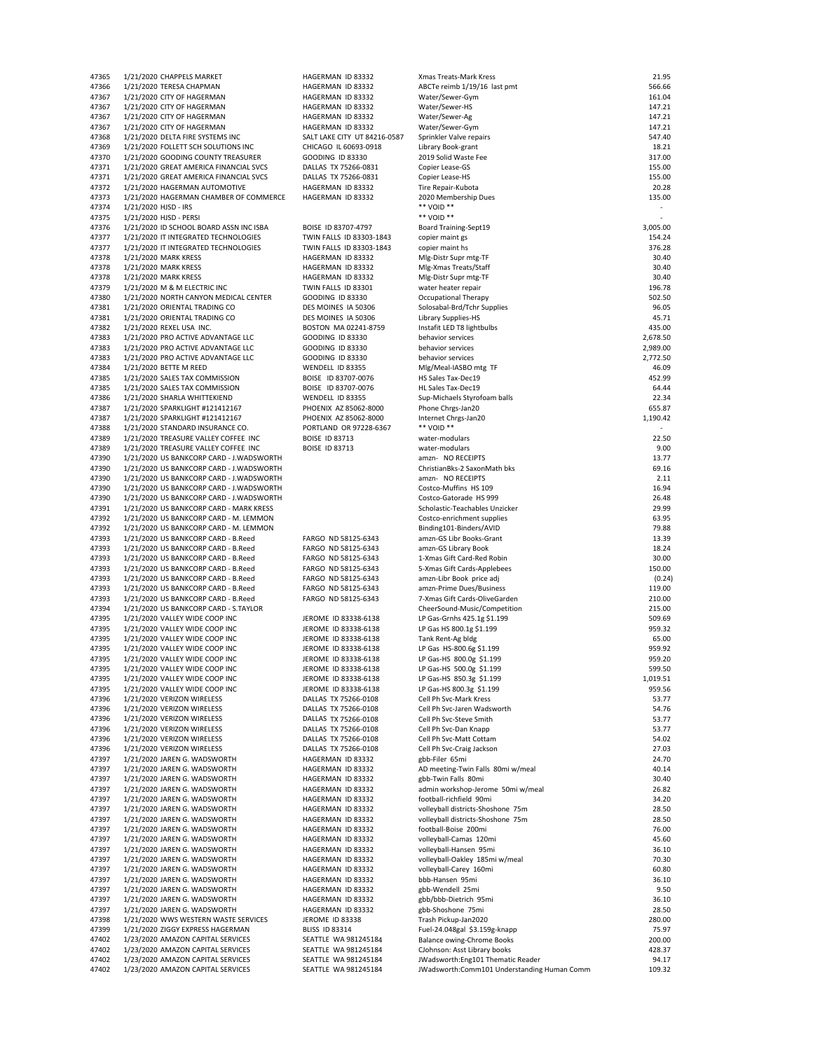| | | | | |
|---|---|---|---|---|
| 47365 | 1/21/2020 CHAPPELS MARKET | HAGERMAN ID 83332 | Xmas Treats-Mark Kress | 21.95 |
| 47366 | 1/21/2020 TERESA CHAPMAN | HAGERMAN ID 83332 | ABCTe reimb 1/19/16 last pmt | 566.66 |
| 47367 | 1/21/2020 CITY OF HAGERMAN | HAGERMAN ID 83332 | Water/Sewer-Gym | 161.04 |
| 47367 | 1/21/2020 CITY OF HAGERMAN | HAGERMAN ID 83332 | Water/Sewer-HS | 147.21 |
| 47367 | 1/21/2020 CITY OF HAGERMAN | HAGERMAN ID 83332 | Water/Sewer-Ag | 147.21 |
| 47367 | 1/21/2020 CITY OF HAGERMAN | HAGERMAN ID 83332 | Water/Sewer-Gym | 147.21 |
| 47368 | 1/21/2020 DELTA FIRE SYSTEMS INC | SALT LAKE CITY UT 84216-0587 | Sprinkler Valve repairs | 547.40 |
| 47369 | 1/21/2020 FOLLETT SCH SOLUTIONS INC | CHICAGO IL 60693-0918 | Library Book-grant | 18.21 |
| 47370 | 1/21/2020 GOODING COUNTY TREASURER | GOODING ID 83330 | 2019 Solid Waste Fee | 317.00 |
| 47371 | 1/21/2020 GREAT AMERICA FINANCIAL SVCS | DALLAS TX 75266-0831 | Copier Lease-GS | 155.00 |
| 47371 | 1/21/2020 GREAT AMERICA FINANCIAL SVCS | DALLAS TX 75266-0831 | Copier Lease-HS | 155.00 |
| 47372 | 1/21/2020 HAGERMAN AUTOMOTIVE | HAGERMAN ID 83332 | Tire Repair-Kubota | 20.28 |
| 47373 | 1/21/2020 HAGERMAN CHAMBER OF COMMERCE | HAGERMAN ID 83332 | 2020 Membership Dues | 135.00 |
| 47374 | 1/21/2020 HJSD - IRS | | ** VOID ** | - |
| 47375 | 1/21/2020 HJSD - PERSI | | ** VOID ** | - |
| 47376 | 1/21/2020 ID SCHOOL BOARD ASSN INC ISBA | BOISE ID 83707-4797 | Board Training-Sept19 | 3,005.00 |
| 47377 | 1/21/2020 IT INTEGRATED TECHNOLOGIES | TWIN FALLS ID 83303-1843 | copier maint gs | 154.24 |
| 47377 | 1/21/2020 IT INTEGRATED TECHNOLOGIES | TWIN FALLS ID 83303-1843 | copier maint hs | 376.28 |
| 47378 | 1/21/2020 MARK KRESS | HAGERMAN ID 83332 | Mlg-Distr Supr mtg-TF | 30.40 |
| 47378 | 1/21/2020 MARK KRESS | HAGERMAN ID 83332 | Mlg-Xmas Treats/Staff | 30.40 |
| 47378 | 1/21/2020 MARK KRESS | HAGERMAN ID 83332 | Mlg-Distr Supr mtg-TF | 30.40 |
| 47379 | 1/21/2020 M & M ELECTRIC INC | TWIN FALLS ID 83301 | water heater repair | 196.78 |
| 47380 | 1/21/2020 NORTH CANYON MEDICAL CENTER | GOODING ID 83330 | Occupational Therapy | 502.50 |
| 47381 | 1/21/2020 ORIENTAL TRADING CO | DES MOINES IA 50306 | Solosabal-Brd/Tchr Supplies | 96.05 |
| 47381 | 1/21/2020 ORIENTAL TRADING CO | DES MOINES IA 50306 | Library Supplies-HS | 45.71 |
| 47382 | 1/21/2020 REXEL USA INC. | BOSTON MA 02241-8759 | Instafit LED T8 lightbulbs | 435.00 |
| 47383 | 1/21/2020 PRO ACTIVE ADVANTAGE LLC | GOODING ID 83330 | behavior services | 2,678.50 |
| 47383 | 1/21/2020 PRO ACTIVE ADVANTAGE LLC | GOODING ID 83330 | behavior services | 2,989.00 |
| 47383 | 1/21/2020 PRO ACTIVE ADVANTAGE LLC | GOODING ID 83330 | behavior services | 2,772.50 |
| 47384 | 1/21/2020 BETTE M REED | WENDELL ID 83355 | Mlg/Meal-IASBO mtg TF | 46.09 |
| 47385 | 1/21/2020 SALES TAX COMMISSION | BOISE ID 83707-0076 | HS Sales Tax-Dec19 | 452.99 |
| 47385 | 1/21/2020 SALES TAX COMMISSION | BOISE ID 83707-0076 | HL Sales Tax-Dec19 | 64.44 |
| 47386 | 1/21/2020 SHARLA WHITTEKIEND | WENDELL ID 83355 | Sup-Michaels Styrofoam balls | 22.34 |
| 47387 | 1/21/2020 SPARKLIGHT #121412167 | PHOENIX AZ 85062-8000 | Phone Chrgs-Jan20 | 655.87 |
| 47387 | 1/21/2020 SPARKLIGHT #121412167 | PHOENIX AZ 85062-8000 | Internet Chrgs-Jan20 | 1,190.42 |
| 47388 | 1/21/2020 STANDARD INSURANCE CO. | PORTLAND OR 97228-6367 | ** VOID ** | - |
| 47389 | 1/21/2020 TREASURE VALLEY COFFEE INC | BOISE ID 83713 | water-modulars | 22.50 |
| 47389 | 1/21/2020 TREASURE VALLEY COFFEE INC | BOISE ID 83713 | water-modulars | 9.00 |
| 47390 | 1/21/2020 US BANKCORP CARD - J.WADSWORTH | | amzn- NO RECEIPTS | 13.77 |
| 47390 | 1/21/2020 US BANKCORP CARD - J.WADSWORTH | | ChristianBks-2 SaxonMath bks | 69.16 |
| 47390 | 1/21/2020 US BANKCORP CARD - J.WADSWORTH | | amzn- NO RECEIPTS | 2.11 |
| 47390 | 1/21/2020 US BANKCORP CARD - J.WADSWORTH | | Costco-Muffins HS 109 | 16.94 |
| 47390 | 1/21/2020 US BANKCORP CARD - J.WADSWORTH | | Costco-Gatorade HS 999 | 26.48 |
| 47391 | 1/21/2020 US BANKCORP CARD - MARK KRESS | | Scholastic-Teachables Unzicker | 29.99 |
| 47392 | 1/21/2020 US BANKCORP CARD - M. LEMMON | | Costco-enrichment supplies | 63.95 |
| 47392 | 1/21/2020 US BANKCORP CARD - M. LEMMON | | Binding101-Binders/AVID | 79.88 |
| 47393 | 1/21/2020 US BANKCORP CARD - B.Reed | FARGO ND 58125-6343 | amzn-GS Libr Books-Grant | 13.39 |
| 47393 | 1/21/2020 US BANKCORP CARD - B.Reed | FARGO ND 58125-6343 | amzn-GS Library Book | 18.24 |
| 47393 | 1/21/2020 US BANKCORP CARD - B.Reed | FARGO ND 58125-6343 | 1-Xmas Gift Card-Red Robin | 30.00 |
| 47393 | 1/21/2020 US BANKCORP CARD - B.Reed | FARGO ND 58125-6343 | 5-Xmas Gift Cards-Applebees | 150.00 |
| 47393 | 1/21/2020 US BANKCORP CARD - B.Reed | FARGO ND 58125-6343 | amzn-Libr Book price adj | (0.24) |
| 47393 | 1/21/2020 US BANKCORP CARD - B.Reed | FARGO ND 58125-6343 | amzn-Prime Dues/Business | 119.00 |
| 47393 | 1/21/2020 US BANKCORP CARD - B.Reed | FARGO ND 58125-6343 | 7-Xmas Gift Cards-OliveGarden | 210.00 |
| 47394 | 1/21/2020 US BANKCORP CARD - S.TAYLOR | | CheerSound-Music/Competition | 215.00 |
| 47395 | 1/21/2020 VALLEY WIDE COOP INC | JEROME ID 83338-6138 | LP Gas-Grnhs 425.1g $1.199 | 509.69 |
| 47395 | 1/21/2020 VALLEY WIDE COOP INC | JEROME ID 83338-6138 | LP Gas HS 800.1g $1.199 | 959.32 |
| 47395 | 1/21/2020 VALLEY WIDE COOP INC | JEROME ID 83338-6138 | Tank Rent-Ag bldg | 65.00 |
| 47395 | 1/21/2020 VALLEY WIDE COOP INC | JEROME ID 83338-6138 | LP Gas HS-800.6g $1.199 | 959.92 |
| 47395 | 1/21/2020 VALLEY WIDE COOP INC | JEROME ID 83338-6138 | LP Gas-HS 800.0g $1.199 | 959.20 |
| 47395 | 1/21/2020 VALLEY WIDE COOP INC | JEROME ID 83338-6138 | LP Gas-HS 500.0g $1.199 | 599.50 |
| 47395 | 1/21/2020 VALLEY WIDE COOP INC | JEROME ID 83338-6138 | LP Gas-HS 850.3g $1.199 | 1,019.51 |
| 47395 | 1/21/2020 VALLEY WIDE COOP INC | JEROME ID 83338-6138 | LP Gas-HS 800.3g $1.199 | 959.56 |
| 47396 | 1/21/2020 VERIZON WIRELESS | DALLAS TX 75266-0108 | Cell Ph Svc-Mark Kress | 53.77 |
| 47396 | 1/21/2020 VERIZON WIRELESS | DALLAS TX 75266-0108 | Cell Ph Svc-Jaren Wadsworth | 54.76 |
| 47396 | 1/21/2020 VERIZON WIRELESS | DALLAS TX 75266-0108 | Cell Ph Svc-Steve Smith | 53.77 |
| 47396 | 1/21/2020 VERIZON WIRELESS | DALLAS TX 75266-0108 | Cell Ph Svc-Dan Knapp | 53.77 |
| 47396 | 1/21/2020 VERIZON WIRELESS | DALLAS TX 75266-0108 | Cell Ph Svc-Matt Cottam | 54.02 |
| 47396 | 1/21/2020 VERIZON WIRELESS | DALLAS TX 75266-0108 | Cell Ph Svc-Craig Jackson | 27.03 |
| 47397 | 1/21/2020 JAREN G. WADSWORTH | HAGERMAN ID 83332 | gbb-Filer 65mi | 24.70 |
| 47397 | 1/21/2020 JAREN G. WADSWORTH | HAGERMAN ID 83332 | AD meeting-Twin Falls 80mi w/meal | 40.14 |
| 47397 | 1/21/2020 JAREN G. WADSWORTH | HAGERMAN ID 83332 | gbb-Twin Falls 80mi | 30.40 |
| 47397 | 1/21/2020 JAREN G. WADSWORTH | HAGERMAN ID 83332 | admin workshop-Jerome 50mi w/meal | 26.82 |
| 47397 | 1/21/2020 JAREN G. WADSWORTH | HAGERMAN ID 83332 | football-richfield 90mi | 34.20 |
| 47397 | 1/21/2020 JAREN G. WADSWORTH | HAGERMAN ID 83332 | volleyball districts-Shoshone 75m | 28.50 |
| 47397 | 1/21/2020 JAREN G. WADSWORTH | HAGERMAN ID 83332 | volleyball districts-Shoshone 75m | 28.50 |
| 47397 | 1/21/2020 JAREN G. WADSWORTH | HAGERMAN ID 83332 | football-Boise 200mi | 76.00 |
| 47397 | 1/21/2020 JAREN G. WADSWORTH | HAGERMAN ID 83332 | volleyball-Camas 120mi | 45.60 |
| 47397 | 1/21/2020 JAREN G. WADSWORTH | HAGERMAN ID 83332 | volleyball-Hansen 95mi | 36.10 |
| 47397 | 1/21/2020 JAREN G. WADSWORTH | HAGERMAN ID 83332 | volleyball-Oakley 185mi w/meal | 70.30 |
| 47397 | 1/21/2020 JAREN G. WADSWORTH | HAGERMAN ID 83332 | volleyball-Carey 160mi | 60.80 |
| 47397 | 1/21/2020 JAREN G. WADSWORTH | HAGERMAN ID 83332 | bbb-Hansen 95mi | 36.10 |
| 47397 | 1/21/2020 JAREN G. WADSWORTH | HAGERMAN ID 83332 | gbb-Wendell 25mi | 9.50 |
| 47397 | 1/21/2020 JAREN G. WADSWORTH | HAGERMAN ID 83332 | gbb/bbb-Dietrich 95mi | 36.10 |
| 47397 | 1/21/2020 JAREN G. WADSWORTH | HAGERMAN ID 83332 | gbb-Shoshone 75mi | 28.50 |
| 47398 | 1/21/2020 WWS WESTERN WASTE SERVICES | JEROME ID 83338 | Trash Pickup-Jan2020 | 280.00 |
| 47399 | 1/21/2020 ZIGGY EXPRESS HAGERMAN | BLISS ID 83314 | Fuel-24.048gal $3.159g-knapp | 75.97 |
| 47402 | 1/23/2020 AMAZON CAPITAL SERVICES | SEATTLE WA 981245184 | Balance owing-Chrome Books | 200.00 |
| 47402 | 1/23/2020 AMAZON CAPITAL SERVICES | SEATTLE WA 981245184 | CJohnson: Asst Library books | 428.37 |
| 47402 | 1/23/2020 AMAZON CAPITAL SERVICES | SEATTLE WA 981245184 | JWadsworth:Eng101 Thematic Reader | 94.17 |
| 47402 | 1/23/2020 AMAZON CAPITAL SERVICES | SEATTLE WA 981245184 | JWadsworth:Comm101 Understanding Human Comm | 109.32 |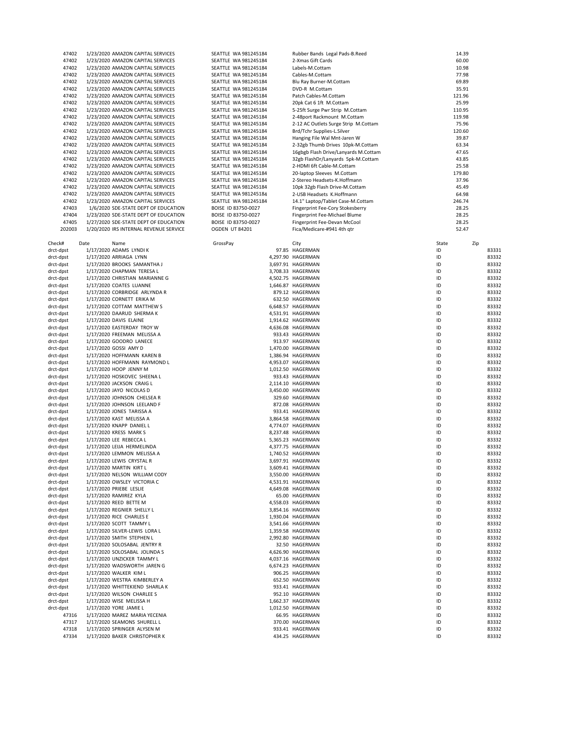| | | | | | |
|---|---|---|---|---|---|
| 47402 | 1/23/2020 | AMAZON CAPITAL SERVICES | SEATTLE WA 981245184 | Rubber Bands Legal Pads-B.Reed | 14.39 |
| 47402 | 1/23/2020 | AMAZON CAPITAL SERVICES | SEATTLE WA 981245184 | 2-Xmas Gift Cards | 60.00 |
| 47402 | 1/23/2020 | AMAZON CAPITAL SERVICES | SEATTLE WA 981245184 | Labels-M.Cottam | 10.98 |
| 47402 | 1/23/2020 | AMAZON CAPITAL SERVICES | SEATTLE WA 981245184 | Cables-M.Cottam | 77.98 |
| 47402 | 1/23/2020 | AMAZON CAPITAL SERVICES | SEATTLE WA 981245184 | Blu Ray Burner-M.Cottam | 69.89 |
| 47402 | 1/23/2020 | AMAZON CAPITAL SERVICES | SEATTLE WA 981245184 | DVD-R M.Cottam | 35.91 |
| 47402 | 1/23/2020 | AMAZON CAPITAL SERVICES | SEATTLE WA 981245184 | Patch Cables-M.Cottam | 121.96 |
| 47402 | 1/23/2020 | AMAZON CAPITAL SERVICES | SEATTLE WA 981245184 | 20pk Cat 6 1ft M.Cottam | 25.99 |
| 47402 | 1/23/2020 | AMAZON CAPITAL SERVICES | SEATTLE WA 981245184 | 5-25ft Surge Pwr Strip M.Cottam | 110.95 |
| 47402 | 1/23/2020 | AMAZON CAPITAL SERVICES | SEATTLE WA 981245184 | 2-48port Rackmount M.Cottam | 119.98 |
| 47402 | 1/23/2020 | AMAZON CAPITAL SERVICES | SEATTLE WA 981245184 | 2-12 AC Outlets Surge Strip M.Cottam | 75.96 |
| 47402 | 1/23/2020 | AMAZON CAPITAL SERVICES | SEATTLE WA 981245184 | Brd/Tchr Supplies-L.Silver | 120.60 |
| 47402 | 1/23/2020 | AMAZON CAPITAL SERVICES | SEATTLE WA 981245184 | Hanging File Wal Mnt-Jaren W | 39.87 |
| 47402 | 1/23/2020 | AMAZON CAPITAL SERVICES | SEATTLE WA 981245184 | 2-32gb Thumb Drives 10pk-M.Cottam | 63.34 |
| 47402 | 1/23/2020 | AMAZON CAPITAL SERVICES | SEATTLE WA 981245184 | 16gbgb Flash Drive/Lanyards M.Cottam | 47.65 |
| 47402 | 1/23/2020 | AMAZON CAPITAL SERVICES | SEATTLE WA 981245184 | 32gb FlashDr/Lanyards 5pk-M.Cottam | 43.85 |
| 47402 | 1/23/2020 | AMAZON CAPITAL SERVICES | SEATTLE WA 981245184 | 2-HDMI 6ft Cable-M.Cottam | 25.58 |
| 47402 | 1/23/2020 | AMAZON CAPITAL SERVICES | SEATTLE WA 981245184 | 20-laptop Sleeves M.Cottam | 179.80 |
| 47402 | 1/23/2020 | AMAZON CAPITAL SERVICES | SEATTLE WA 981245184 | 2-Stereo Headsets-K.Hoffmann | 37.96 |
| 47402 | 1/23/2020 | AMAZON CAPITAL SERVICES | SEATTLE WA 981245184 | 10pk 32gb Flash Drive-M.Cottam | 45.49 |
| 47402 | 1/23/2020 | AMAZON CAPITAL SERVICES | SEATTLE WA 981245184 | 2-USB Headsets K.Hoffmann | 64.98 |
| 47402 | 1/23/2020 | AMAZON CAPITAL SERVICES | SEATTLE WA 981245184 | 14.1" Laptop/Tablet Case-M.Cottam | 246.74 |
| 47403 | 1/6/2020 | SDE-STATE DEPT OF EDUCATION | BOISE ID 83750-0027 | Fingerprint Fee-Cory Stokesberry | 28.25 |
| 47404 | 1/23/2020 | SDE-STATE DEPT OF EDUCATION | BOISE ID 83750-0027 | Fingerprint Fee-Michael Blume | 28.25 |
| 47405 | 1/27/2020 | SDE-STATE DEPT OF EDUCATION | BOISE ID 83750-0027 | Fingerprint Fee-Devan McCool | 28.25 |
| 202003 | 1/20/2020 | IRS INTERNAL REVENUE SERVICE | OGDEN UT 84201 | Fica/Medicare-#941 4th qtr | 52.47 |

| Check# | Date | Name | GrossPay | City | State | Zip |
|---|---|---|---|---|---|---|
| drct-dpst | 1/17/2020 | ADAMS LYNDI K | 97.85 | HAGERMAN | ID | 83331 |
| drct-dpst | 1/17/2020 | ARRIAGA LYNN | 4,297.90 | HAGERMAN | ID | 83332 |
| drct-dpst | 1/17/2020 | BROOKS SAMANTHA J | 3,697.91 | HAGERMAN | ID | 83332 |
| drct-dpst | 1/17/2020 | CHAPMAN TERESA L | 3,708.33 | HAGERMAN | ID | 83332 |
| drct-dpst | 1/17/2020 | CHRISTIAN MARIANNE G | 4,502.75 | HAGERMAN | ID | 83332 |
| drct-dpst | 1/17/2020 | COATES LUANNE | 1,646.87 | HAGERMAN | ID | 83332 |
| drct-dpst | 1/17/2020 | CORBRIDGE ARLYNDA R | 879.12 | HAGERMAN | ID | 83332 |
| drct-dpst | 1/17/2020 | CORNETT ERIKA M | 632.50 | HAGERMAN | ID | 83332 |
| drct-dpst | 1/17/2020 | COTTAM MATTHEW S | 6,648.57 | HAGERMAN | ID | 83332 |
| drct-dpst | 1/17/2020 | DAARUD SHERMA K | 4,531.91 | HAGERMAN | ID | 83332 |
| drct-dpst | 1/17/2020 | DAVIS ELAINE | 1,914.62 | HAGERMAN | ID | 83332 |
| drct-dpst | 1/17/2020 | EASTERDAY TROY W | 4,636.08 | HAGERMAN | ID | 83332 |
| drct-dpst | 1/17/2020 | FREEMAN MELISSA A | 933.43 | HAGERMAN | ID | 83332 |
| drct-dpst | 1/17/2020 | GOODRO LANECE | 913.97 | HAGERMAN | ID | 83332 |
| drct-dpst | 1/17/2020 | GOSSI AMY D | 1,470.00 | HAGERMAN | ID | 83332 |
| drct-dpst | 1/17/2020 | HOFFMANN KAREN B | 1,386.94 | HAGERMAN | ID | 83332 |
| drct-dpst | 1/17/2020 | HOFFMANN RAYMOND L | 4,953.07 | HAGERMAN | ID | 83332 |
| drct-dpst | 1/17/2020 | HOOP JENNY M | 1,012.50 | HAGERMAN | ID | 83332 |
| drct-dpst | 1/17/2020 | HOSKOVEC SHEENA L | 933.43 | HAGERMAN | ID | 83332 |
| drct-dpst | 1/17/2020 | JACKSON CRAIG L | 2,114.10 | HAGERMAN | ID | 83332 |
| drct-dpst | 1/17/2020 | JAYO NICOLAS D | 3,450.00 | HAGERMAN | ID | 83332 |
| drct-dpst | 1/17/2020 | JOHNSON CHELSEA R | 329.60 | HAGERMAN | ID | 83332 |
| drct-dpst | 1/17/2020 | JOHNSON LEELAND F | 872.08 | HAGERMAN | ID | 83332 |
| drct-dpst | 1/17/2020 | JONES TARISSA A | 933.41 | HAGERMAN | ID | 83332 |
| drct-dpst | 1/17/2020 | KAST MELISSA A | 3,864.58 | HAGERMAN | ID | 83332 |
| drct-dpst | 1/17/2020 | KNAPP DANIEL L | 4,774.07 | HAGERMAN | ID | 83332 |
| drct-dpst | 1/17/2020 | KRESS MARK S | 8,237.48 | HAGERMAN | ID | 83332 |
| drct-dpst | 1/17/2020 | LEE REBECCA L | 5,365.23 | HAGERMAN | ID | 83332 |
| drct-dpst | 1/17/2020 | LEIJA HERMELINDA | 4,377.75 | HAGERMAN | ID | 83332 |
| drct-dpst | 1/17/2020 | LEMMON MELISSA A | 1,740.52 | HAGERMAN | ID | 83332 |
| drct-dpst | 1/17/2020 | LEWIS CRYSTAL R | 3,697.91 | HAGERMAN | ID | 83332 |
| drct-dpst | 1/17/2020 | MARTIN KIRT L | 3,609.41 | HAGERMAN | ID | 83332 |
| drct-dpst | 1/17/2020 | NELSON WILLIAM CODY | 3,550.00 | HAGERMAN | ID | 83332 |
| drct-dpst | 1/17/2020 | OWSLEY VICTORIA C | 4,531.91 | HAGERMAN | ID | 83332 |
| drct-dpst | 1/17/2020 | PRIEBE LESLIE | 4,649.08 | HAGERMAN | ID | 83332 |
| drct-dpst | 1/17/2020 | RAMIREZ KYLA | 65.00 | HAGERMAN | ID | 83332 |
| drct-dpst | 1/17/2020 | REED BETTE M | 4,558.03 | HAGERMAN | ID | 83332 |
| drct-dpst | 1/17/2020 | REGNIER SHELLY L | 3,854.16 | HAGERMAN | ID | 83332 |
| drct-dpst | 1/17/2020 | RICE CHARLES E | 1,930.04 | HAGERMAN | ID | 83332 |
| drct-dpst | 1/17/2020 | SCOTT TAMMY L | 3,541.66 | HAGERMAN | ID | 83332 |
| drct-dpst | 1/17/2020 | SILVER-LEWIS LORA L | 1,359.58 | HAGERMAN | ID | 83332 |
| drct-dpst | 1/17/2020 | SMITH STEPHEN L | 2,992.80 | HAGERMAN | ID | 83332 |
| drct-dpst | 1/17/2020 | SOLOSABAL JENTRY R | 32.50 | HAGERMAN | ID | 83332 |
| drct-dpst | 1/17/2020 | SOLOSABAL JOLINDA S | 4,626.90 | HAGERMAN | ID | 83332 |
| drct-dpst | 1/17/2020 | UNZICKER TAMMY L | 4,037.16 | HAGERMAN | ID | 83332 |
| drct-dpst | 1/17/2020 | WADSWORTH JAREN G | 6,674.23 | HAGERMAN | ID | 83332 |
| drct-dpst | 1/17/2020 | WALKER KIM L | 906.25 | HAGERMAN | ID | 83332 |
| drct-dpst | 1/17/2020 | WESTRA KIMBERLEY A | 652.50 | HAGERMAN | ID | 83332 |
| drct-dpst | 1/17/2020 | WHITTEKIEND SHARLA K | 933.41 | HAGERMAN | ID | 83332 |
| drct-dpst | 1/17/2020 | WILSON CHARLEE S | 952.10 | HAGERMAN | ID | 83332 |
| drct-dpst | 1/17/2020 | WISE MELISSA H | 1,662.37 | HAGERMAN | ID | 83332 |
| drct-dpst | 1/17/2020 | YORE JAMIE L | 1,012.50 | HAGERMAN | ID | 83332 |
| 47316 | 1/17/2020 | MAREZ MARIA YECENIA | 66.95 | HAGERMAN | ID | 83332 |
| 47317 | 1/17/2020 | SEAMONS SHURELL L | 370.00 | HAGERMAN | ID | 83332 |
| 47318 | 1/17/2020 | SPRINGER ALYSEN M | 933.41 | HAGERMAN | ID | 83332 |
| 47334 | 1/17/2020 | BAKER CHRISTOPHER K | 434.25 | HAGERMAN | ID | 83332 |